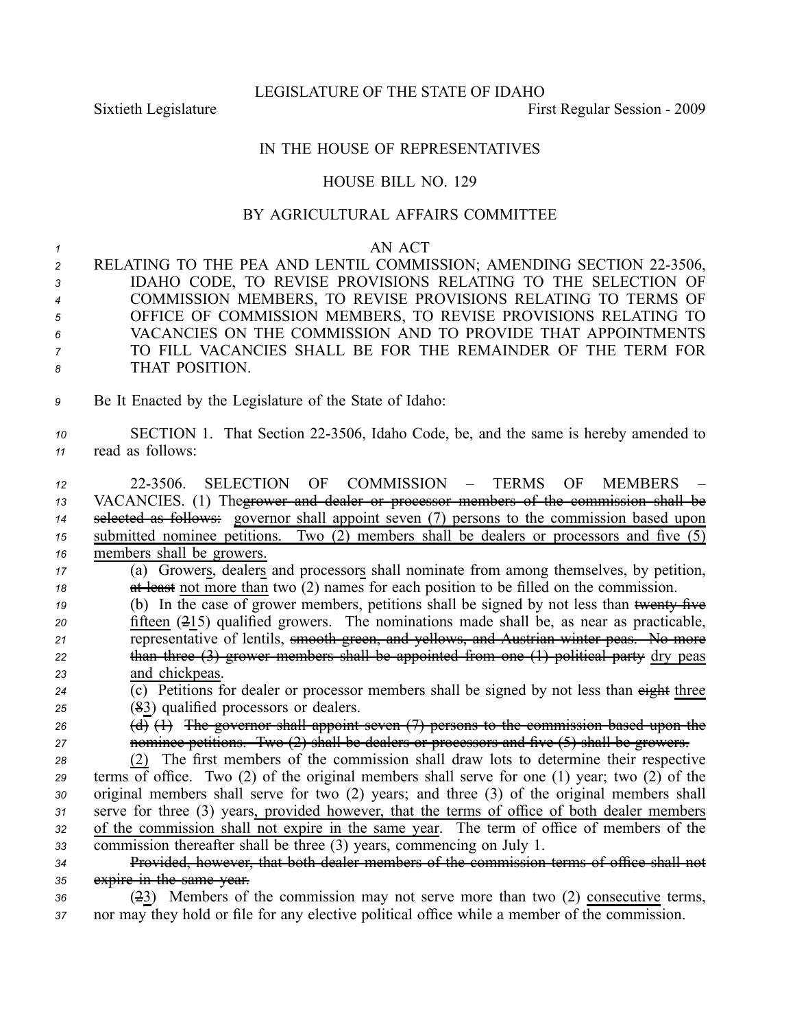LEGISLATURE OF THE STATE OF IDAHO

Sixtieth Legislature First Regular Session - 2009

IN THE HOUSE OF REPRESENTATIVES

HOUSE BILL NO. 129

BY AGRICULTURAL AFFAIRS COMMITTEE

AN ACT

RELATING TO THE PEA AND LENTIL COMMISSION; AMENDING SECTION 22-3506, IDAHO CODE, TO REVISE PROVISIONS RELATING TO THE SELECTION OF COMMISSION MEMBERS, TO REVISE PROVISIONS RELATING TO TERMS OF OFFICE OF COMMISSION MEMBERS, TO REVISE PROVISIONS RELATING TO VACANCIES ON THE COMMISSION AND TO PROVIDE THAT APPOINTMENTS TO FILL VACANCIES SHALL BE FOR THE REMAINDER OF THE TERM FOR THAT POSITION.

Be It Enacted by the Legislature of the State of Idaho:

SECTION 1. That Section 22-3506, Idaho Code, be, and the same is hereby amended to read as follows:

22-3506. SELECTION OF COMMISSION – TERMS OF MEMBERS – VACANCIES. (1) The~~grower and dealer or processor members of the commission shall be selected as follows:~~ governor shall appoint seven (7) persons to the commission based upon submitted nominee petitions. Two (2) members shall be dealers or processors and five (5) members shall be growers.

(a) Growers, dealers and processors shall nominate from among themselves, by petition, ~~at least~~ not more than two (2) names for each position to be filled on the commission.

(b) In the case of grower members, petitions shall be signed by not less than ~~twenty-five~~ fifteen (~~2~~15) qualified growers. The nominations made shall be, as near as practicable, representative of lentils, ~~smooth green, and yellows, and Austrian winter peas. No more than three (3) grower members shall be appointed from one (1) political party~~ dry peas and chickpeas.

(c) Petitions for dealer or processor members shall be signed by not less than ~~eight~~ three (~~8~~3) qualified processors or dealers.

~~(d) (1) The governor shall appoint seven (7) persons to the commission based upon the nominee petitions. Two (2) shall be dealers or processors and five (5) shall be growers.~~

(2) The first members of the commission shall draw lots to determine their respective terms of office. Two (2) of the original members shall serve for one (1) year; two (2) of the original members shall serve for two (2) years; and three (3) of the original members shall serve for three (3) years, provided however, that the terms of office of both dealer members of the commission shall not expire in the same year. The term of office of members of the commission thereafter shall be three (3) years, commencing on July 1.

~~Provided, however, that both dealer members of the commission terms of office shall not expire in the same year.~~

(~~2~~3) Members of the commission may not serve more than two (2) consecutive terms, nor may they hold or file for any elective political office while a member of the commission.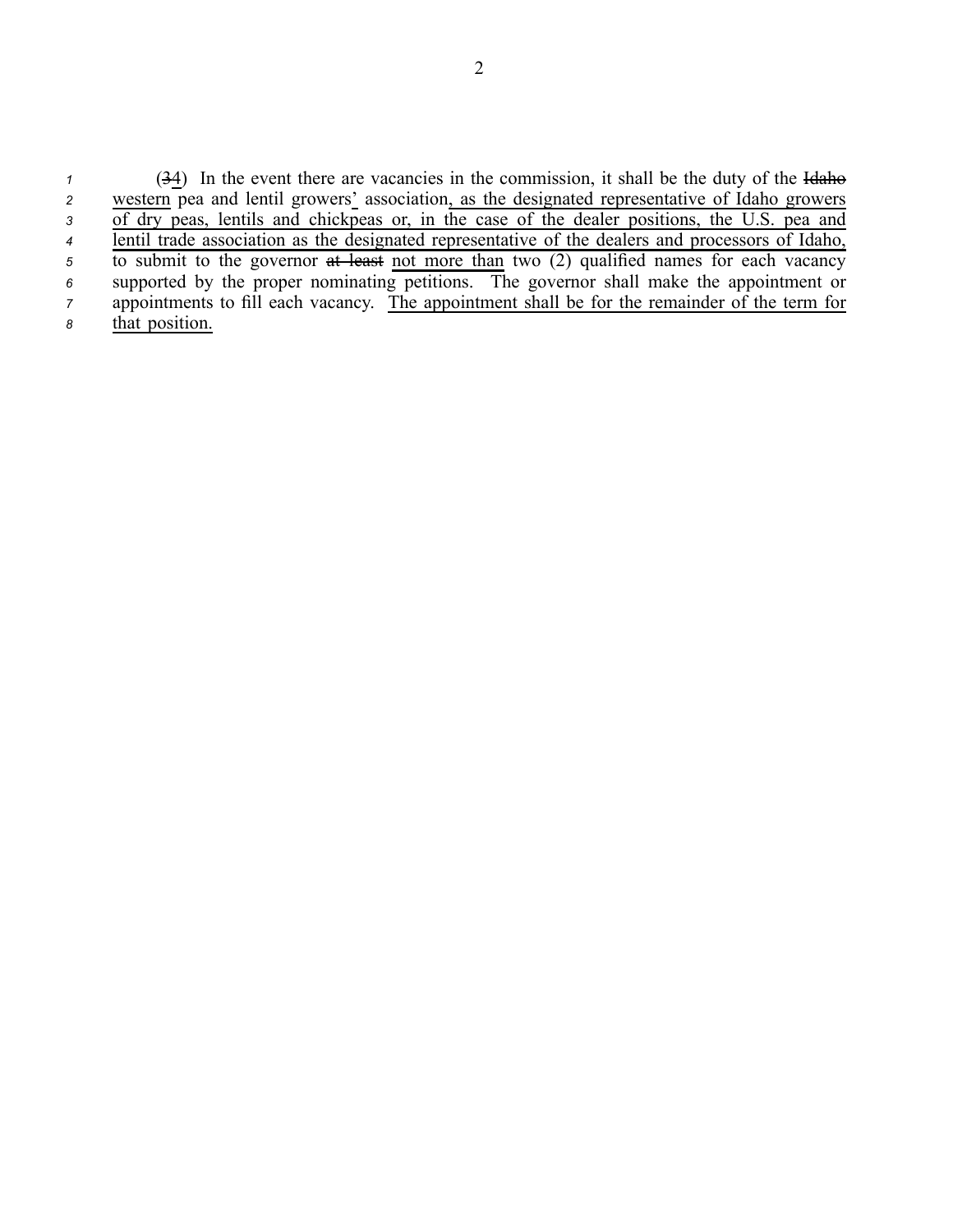(~~3~~4) In the event there are vacancies in the commission, it shall be the duty of the ~~Idaho~~ western pea and lentil growers' association, as the designated representative of Idaho growers of dry peas, lentils and chickpeas or, in the case of the dealer positions, the U.S. pea and lentil trade association as the designated representative of the dealers and processors of Idaho, to submit to the governor ~~at least~~ not more than two (2) qualified names for each vacancy supported by the proper nominating petitions. The governor shall make the appointment or appointments to fill each vacancy. The appointment shall be for the remainder of the term for that position.